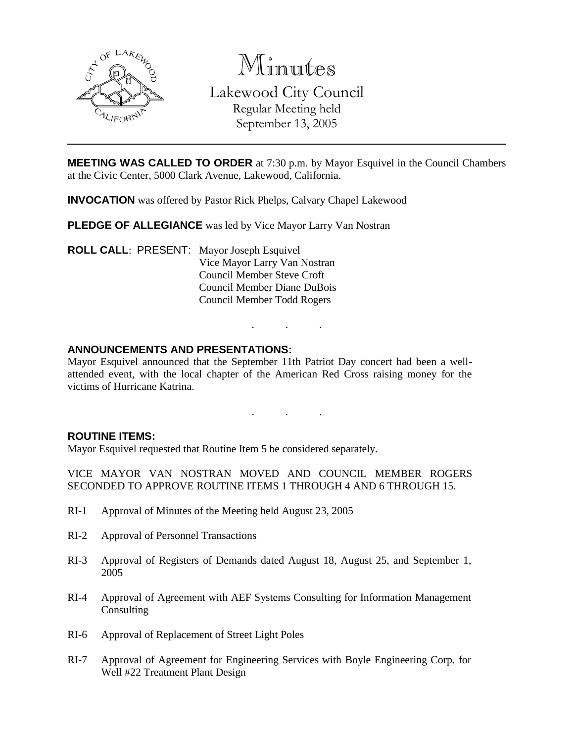# Minutes

## Lakewood City Council

Regular Meeting held
September 13, 2005

**MEETING WAS CALLED TO ORDER** at 7:30 p.m. by Mayor Esquivel in the Council Chambers at the Civic Center, 5000 Clark Avenue, Lakewood, California.

**INVOCATION** was offered by Pastor Rick Phelps, Calvary Chapel Lakewood

**PLEDGE OF ALLEGIANCE** was led by Vice Mayor Larry Van Nostran

**ROLL CALL**: PRESENT: Mayor Joseph Esquivel
Vice Mayor Larry Van Nostran
Council Member Steve Croft
Council Member Diane DuBois
Council Member Todd Rogers

. . .

**ANNOUNCEMENTS AND PRESENTATIONS:**

Mayor Esquivel announced that the September 11th Patriot Day concert had been a well-attended event, with the local chapter of the American Red Cross raising money for the victims of Hurricane Katrina.

. . .

**ROUTINE ITEMS:**

Mayor Esquivel requested that Routine Item 5 be considered separately.

VICE MAYOR VAN NOSTRAN MOVED AND COUNCIL MEMBER ROGERS SECONDED TO APPROVE ROUTINE ITEMS 1 THROUGH 4 AND 6 THROUGH 15.

RI-1 Approval of Minutes of the Meeting held August 23, 2005

RI-2 Approval of Personnel Transactions

RI-3 Approval of Registers of Demands dated August 18, August 25, and September 1, 2005

RI-4 Approval of Agreement with AEF Systems Consulting for Information Management Consulting

RI-6 Approval of Replacement of Street Light Poles

RI-7 Approval of Agreement for Engineering Services with Boyle Engineering Corp. for Well #22 Treatment Plant Design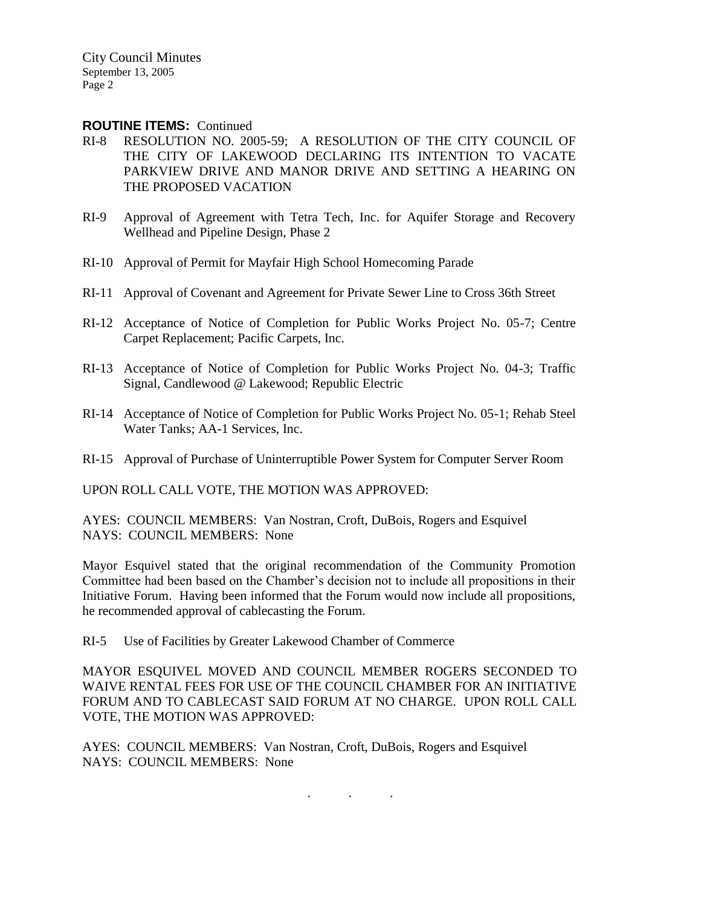**ROUTINE ITEMS:** Continued

RI-8 RESOLUTION NO. 2005-59; A RESOLUTION OF THE CITY COUNCIL OF THE CITY OF LAKEWOOD DECLARING ITS INTENTION TO VACATE PARKVIEW DRIVE AND MANOR DRIVE AND SETTING A HEARING ON THE PROPOSED VACATION

RI-9 Approval of Agreement with Tetra Tech, Inc. for Aquifer Storage and Recovery Wellhead and Pipeline Design, Phase 2

RI-10 Approval of Permit for Mayfair High School Homecoming Parade

RI-11 Approval of Covenant and Agreement for Private Sewer Line to Cross 36th Street

RI-12 Acceptance of Notice of Completion for Public Works Project No. 05-7; Centre Carpet Replacement; Pacific Carpets, Inc.

RI-13 Acceptance of Notice of Completion for Public Works Project No. 04-3; Traffic Signal, Candlewood @ Lakewood; Republic Electric

RI-14 Acceptance of Notice of Completion for Public Works Project No. 05-1; Rehab Steel Water Tanks; AA-1 Services, Inc.

RI-15 Approval of Purchase of Uninterruptible Power System for Computer Server Room

UPON ROLL CALL VOTE, THE MOTION WAS APPROVED:

AYES: COUNCIL MEMBERS: Van Nostran, Croft, DuBois, Rogers and Esquivel
NAYS: COUNCIL MEMBERS: None

Mayor Esquivel stated that the original recommendation of the Community Promotion Committee had been based on the Chamber's decision not to include all propositions in their Initiative Forum. Having been informed that the Forum would now include all propositions, he recommended approval of cablecasting the Forum.

RI-5 Use of Facilities by Greater Lakewood Chamber of Commerce

MAYOR ESQUIVEL MOVED AND COUNCIL MEMBER ROGERS SECONDED TO WAIVE RENTAL FEES FOR USE OF THE COUNCIL CHAMBER FOR AN INITIATIVE FORUM AND TO CABLECAST SAID FORUM AT NO CHARGE. UPON ROLL CALL VOTE, THE MOTION WAS APPROVED:

AYES: COUNCIL MEMBERS: Van Nostran, Croft, DuBois, Rogers and Esquivel
NAYS: COUNCIL MEMBERS: None

. . .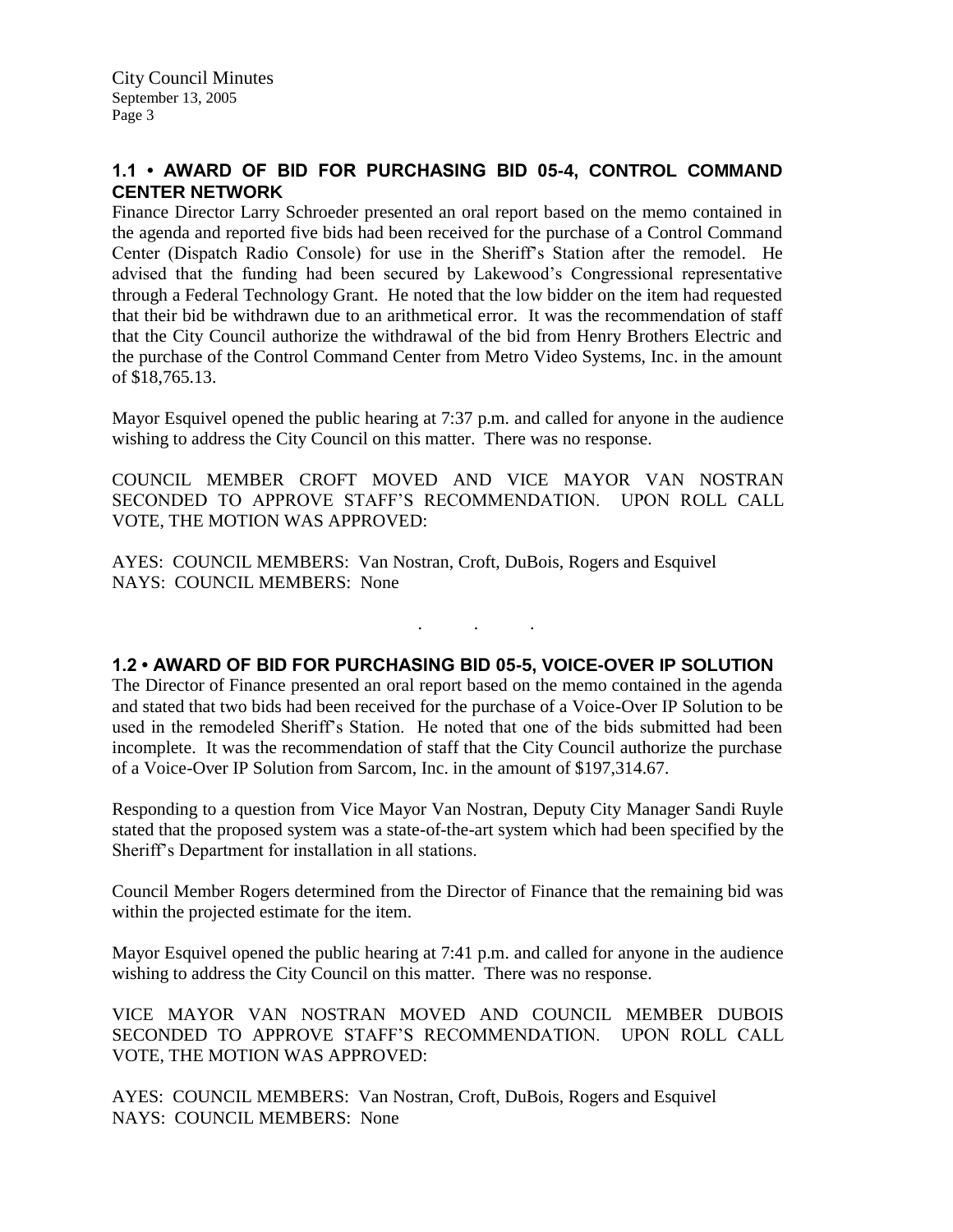## 1.1 • AWARD OF BID FOR PURCHASING BID 05-4, CONTROL COMMAND CENTER NETWORK

Finance Director Larry Schroeder presented an oral report based on the memo contained in the agenda and reported five bids had been received for the purchase of a Control Command Center (Dispatch Radio Console) for use in the Sheriff's Station after the remodel. He advised that the funding had been secured by Lakewood's Congressional representative through a Federal Technology Grant. He noted that the low bidder on the item had requested that their bid be withdrawn due to an arithmetical error. It was the recommendation of staff that the City Council authorize the withdrawal of the bid from Henry Brothers Electric and the purchase of the Control Command Center from Metro Video Systems, Inc. in the amount of $18,765.13.

Mayor Esquivel opened the public hearing at 7:37 p.m. and called for anyone in the audience wishing to address the City Council on this matter. There was no response.

COUNCIL MEMBER CROFT MOVED AND VICE MAYOR VAN NOSTRAN SECONDED TO APPROVE STAFF'S RECOMMENDATION. UPON ROLL CALL VOTE, THE MOTION WAS APPROVED:

AYES: COUNCIL MEMBERS: Van Nostran, Croft, DuBois, Rogers and Esquivel
NAYS: COUNCIL MEMBERS: None

. . .

## 1.2 • AWARD OF BID FOR PURCHASING BID 05-5, VOICE-OVER IP SOLUTION

The Director of Finance presented an oral report based on the memo contained in the agenda and stated that two bids had been received for the purchase of a Voice-Over IP Solution to be used in the remodeled Sheriff's Station. He noted that one of the bids submitted had been incomplete. It was the recommendation of staff that the City Council authorize the purchase of a Voice-Over IP Solution from Sarcom, Inc. in the amount of $197,314.67.

Responding to a question from Vice Mayor Van Nostran, Deputy City Manager Sandi Ruyle stated that the proposed system was a state-of-the-art system which had been specified by the Sheriff's Department for installation in all stations.

Council Member Rogers determined from the Director of Finance that the remaining bid was within the projected estimate for the item.

Mayor Esquivel opened the public hearing at 7:41 p.m. and called for anyone in the audience wishing to address the City Council on this matter. There was no response.

VICE MAYOR VAN NOSTRAN MOVED AND COUNCIL MEMBER DUBOIS SECONDED TO APPROVE STAFF'S RECOMMENDATION. UPON ROLL CALL VOTE, THE MOTION WAS APPROVED:

AYES: COUNCIL MEMBERS: Van Nostran, Croft, DuBois, Rogers and Esquivel
NAYS: COUNCIL MEMBERS: None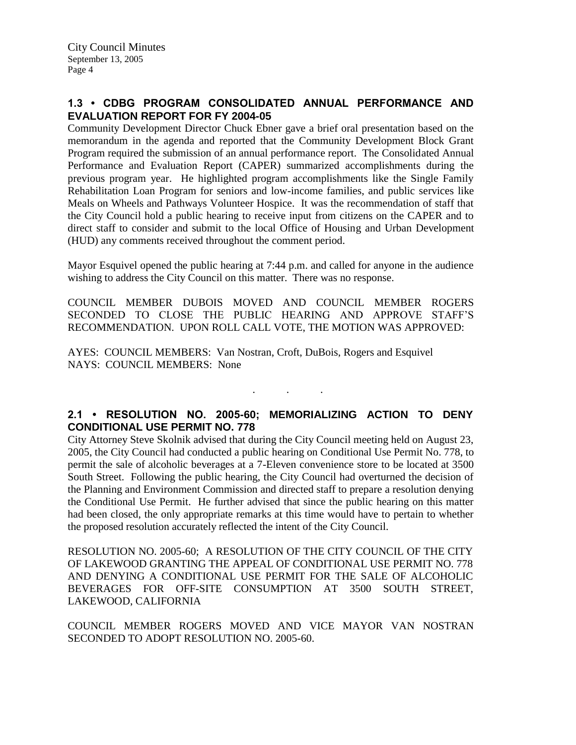### 1.3 • CDBG PROGRAM CONSOLIDATED ANNUAL PERFORMANCE AND EVALUATION REPORT FOR FY 2004-05

Community Development Director Chuck Ebner gave a brief oral presentation based on the memorandum in the agenda and reported that the Community Development Block Grant Program required the submission of an annual performance report. The Consolidated Annual Performance and Evaluation Report (CAPER) summarized accomplishments during the previous program year. He highlighted program accomplishments like the Single Family Rehabilitation Loan Program for seniors and low-income families, and public services like Meals on Wheels and Pathways Volunteer Hospice. It was the recommendation of staff that the City Council hold a public hearing to receive input from citizens on the CAPER and to direct staff to consider and submit to the local Office of Housing and Urban Development (HUD) any comments received throughout the comment period.

Mayor Esquivel opened the public hearing at 7:44 p.m. and called for anyone in the audience wishing to address the City Council on this matter. There was no response.

COUNCIL MEMBER DUBOIS MOVED AND COUNCIL MEMBER ROGERS SECONDED TO CLOSE THE PUBLIC HEARING AND APPROVE STAFF'S RECOMMENDATION. UPON ROLL CALL VOTE, THE MOTION WAS APPROVED:

AYES: COUNCIL MEMBERS: Van Nostran, Croft, DuBois, Rogers and Esquivel
NAYS: COUNCIL MEMBERS: None

. . .

### 2.1 • RESOLUTION NO. 2005-60; MEMORIALIZING ACTION TO DENY CONDITIONAL USE PERMIT NO. 778

City Attorney Steve Skolnik advised that during the City Council meeting held on August 23, 2005, the City Council had conducted a public hearing on Conditional Use Permit No. 778, to permit the sale of alcoholic beverages at a 7-Eleven convenience store to be located at 3500 South Street. Following the public hearing, the City Council had overturned the decision of the Planning and Environment Commission and directed staff to prepare a resolution denying the Conditional Use Permit. He further advised that since the public hearing on this matter had been closed, the only appropriate remarks at this time would have to pertain to whether the proposed resolution accurately reflected the intent of the City Council.

RESOLUTION NO. 2005-60; A RESOLUTION OF THE CITY COUNCIL OF THE CITY OF LAKEWOOD GRANTING THE APPEAL OF CONDITIONAL USE PERMIT NO. 778 AND DENYING A CONDITIONAL USE PERMIT FOR THE SALE OF ALCOHOLIC BEVERAGES FOR OFF-SITE CONSUMPTION AT 3500 SOUTH STREET, LAKEWOOD, CALIFORNIA

COUNCIL MEMBER ROGERS MOVED AND VICE MAYOR VAN NOSTRAN SECONDED TO ADOPT RESOLUTION NO. 2005-60.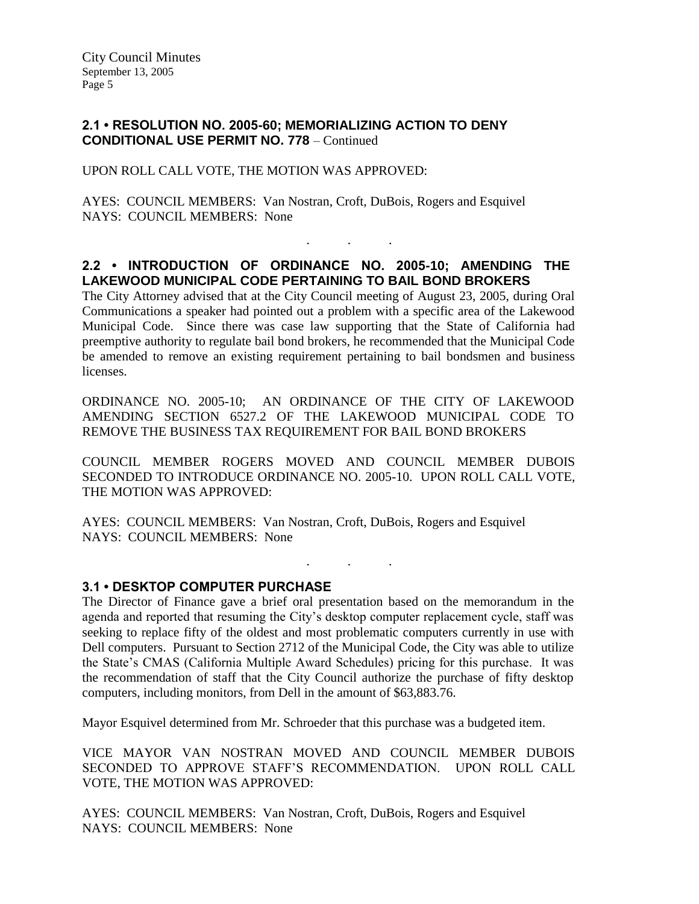### 2.1 • RESOLUTION NO. 2005-60; MEMORIALIZING ACTION TO DENY CONDITIONAL USE PERMIT NO. 778 – Continued

UPON ROLL CALL VOTE, THE MOTION WAS APPROVED:

AYES: COUNCIL MEMBERS: Van Nostran, Croft, DuBois, Rogers and Esquivel
NAYS: COUNCIL MEMBERS: None

. . .

### 2.2 • INTRODUCTION OF ORDINANCE NO. 2005-10; AMENDING THE LAKEWOOD MUNICIPAL CODE PERTAINING TO BAIL BOND BROKERS

The City Attorney advised that at the City Council meeting of August 23, 2005, during Oral Communications a speaker had pointed out a problem with a specific area of the Lakewood Municipal Code. Since there was case law supporting that the State of California had preemptive authority to regulate bail bond brokers, he recommended that the Municipal Code be amended to remove an existing requirement pertaining to bail bondsmen and business licenses.

ORDINANCE NO. 2005-10; AN ORDINANCE OF THE CITY OF LAKEWOOD AMENDING SECTION 6527.2 OF THE LAKEWOOD MUNICIPAL CODE TO REMOVE THE BUSINESS TAX REQUIREMENT FOR BAIL BOND BROKERS

COUNCIL MEMBER ROGERS MOVED AND COUNCIL MEMBER DUBOIS SECONDED TO INTRODUCE ORDINANCE NO. 2005-10. UPON ROLL CALL VOTE, THE MOTION WAS APPROVED:

AYES: COUNCIL MEMBERS: Van Nostran, Croft, DuBois, Rogers and Esquivel
NAYS: COUNCIL MEMBERS: None

. . .

### 3.1 • DESKTOP COMPUTER PURCHASE

The Director of Finance gave a brief oral presentation based on the memorandum in the agenda and reported that resuming the City's desktop computer replacement cycle, staff was seeking to replace fifty of the oldest and most problematic computers currently in use with Dell computers. Pursuant to Section 2712 of the Municipal Code, the City was able to utilize the State's CMAS (California Multiple Award Schedules) pricing for this purchase. It was the recommendation of staff that the City Council authorize the purchase of fifty desktop computers, including monitors, from Dell in the amount of $63,883.76.

Mayor Esquivel determined from Mr. Schroeder that this purchase was a budgeted item.

VICE MAYOR VAN NOSTRAN MOVED AND COUNCIL MEMBER DUBOIS SECONDED TO APPROVE STAFF'S RECOMMENDATION. UPON ROLL CALL VOTE, THE MOTION WAS APPROVED:

AYES: COUNCIL MEMBERS: Van Nostran, Croft, DuBois, Rogers and Esquivel
NAYS: COUNCIL MEMBERS: None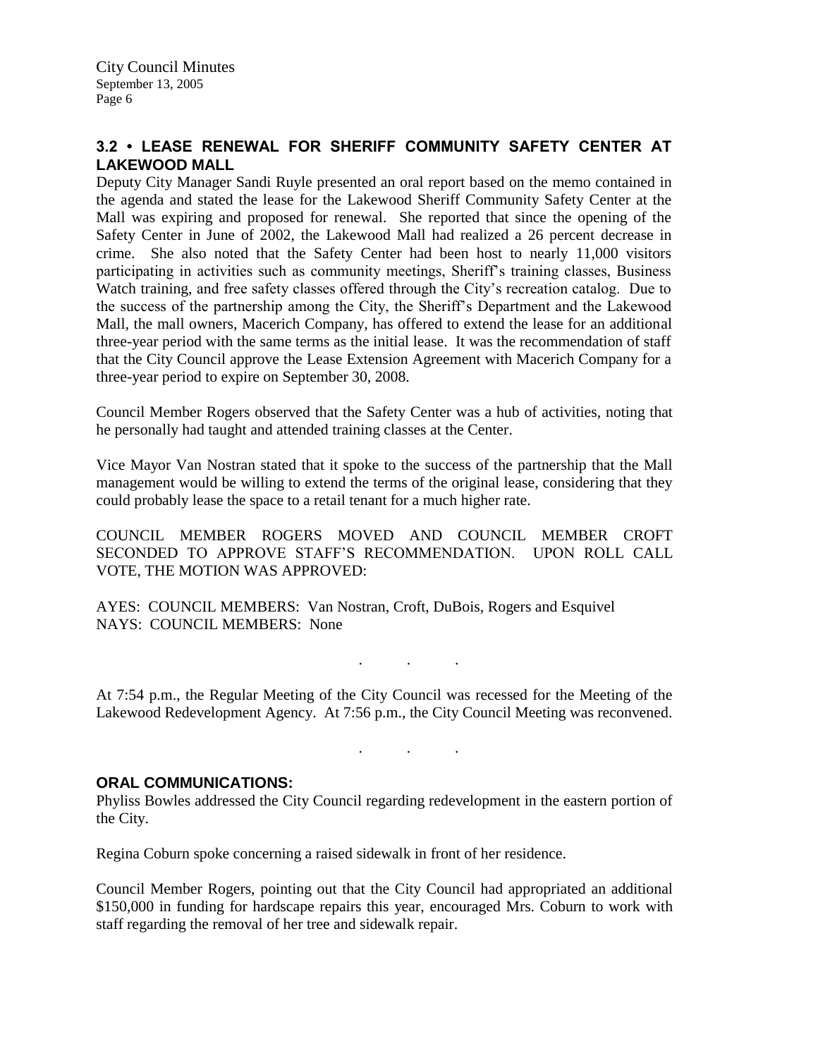### 3.2 • LEASE RENEWAL FOR SHERIFF COMMUNITY SAFETY CENTER AT LAKEWOOD MALL

Deputy City Manager Sandi Ruyle presented an oral report based on the memo contained in the agenda and stated the lease for the Lakewood Sheriff Community Safety Center at the Mall was expiring and proposed for renewal. She reported that since the opening of the Safety Center in June of 2002, the Lakewood Mall had realized a 26 percent decrease in crime. She also noted that the Safety Center had been host to nearly 11,000 visitors participating in activities such as community meetings, Sheriff's training classes, Business Watch training, and free safety classes offered through the City's recreation catalog. Due to the success of the partnership among the City, the Sheriff's Department and the Lakewood Mall, the mall owners, Macerich Company, has offered to extend the lease for an additional three-year period with the same terms as the initial lease. It was the recommendation of staff that the City Council approve the Lease Extension Agreement with Macerich Company for a three-year period to expire on September 30, 2008.

Council Member Rogers observed that the Safety Center was a hub of activities, noting that he personally had taught and attended training classes at the Center.

Vice Mayor Van Nostran stated that it spoke to the success of the partnership that the Mall management would be willing to extend the terms of the original lease, considering that they could probably lease the space to a retail tenant for a much higher rate.

COUNCIL MEMBER ROGERS MOVED AND COUNCIL MEMBER CROFT SECONDED TO APPROVE STAFF'S RECOMMENDATION. UPON ROLL CALL VOTE, THE MOTION WAS APPROVED:

AYES: COUNCIL MEMBERS: Van Nostran, Croft, DuBois, Rogers and Esquivel
NAYS: COUNCIL MEMBERS: None

. . .

At 7:54 p.m., the Regular Meeting of the City Council was recessed for the Meeting of the Lakewood Redevelopment Agency. At 7:56 p.m., the City Council Meeting was reconvened.

. . .

### ORAL COMMUNICATIONS:

Phyliss Bowles addressed the City Council regarding redevelopment in the eastern portion of the City.

Regina Coburn spoke concerning a raised sidewalk in front of her residence.

Council Member Rogers, pointing out that the City Council had appropriated an additional $150,000 in funding for hardscape repairs this year, encouraged Mrs. Coburn to work with staff regarding the removal of her tree and sidewalk repair.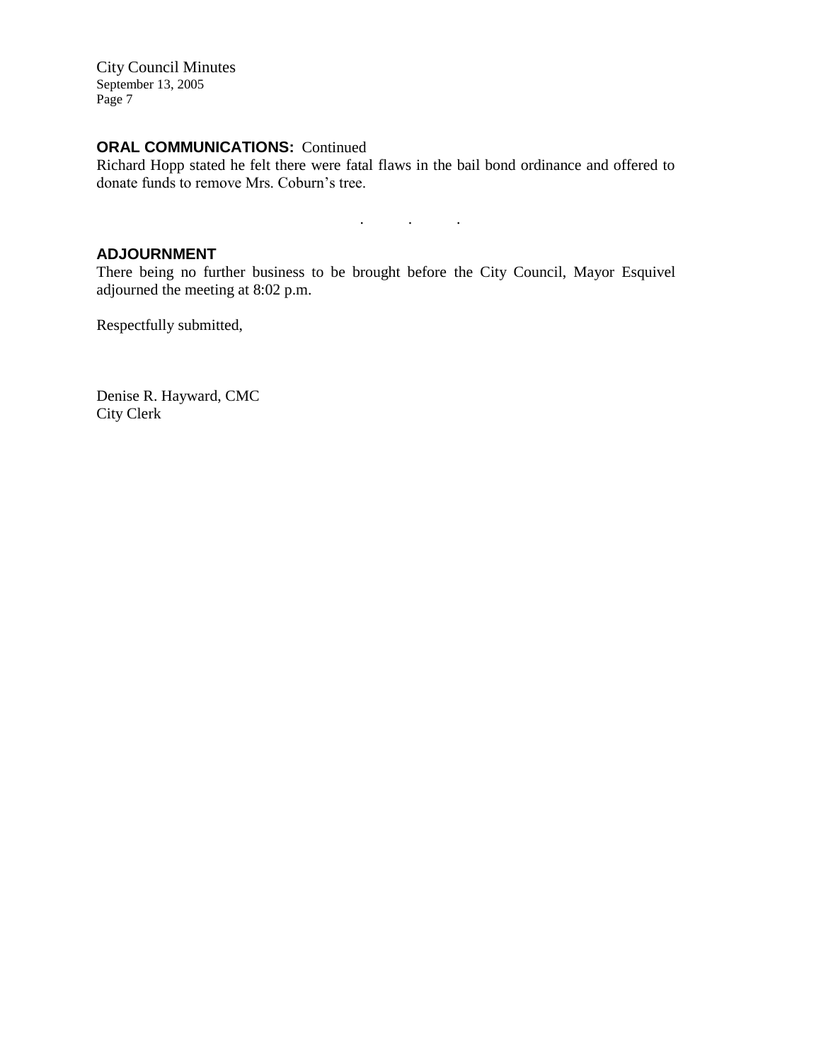**ORAL COMMUNICATIONS:** Continued

Richard Hopp stated he felt there were fatal flaws in the bail bond ordinance and offered to donate funds to remove Mrs. Coburn's tree.

. . .

**ADJOURNMENT**

There being no further business to be brought before the City Council, Mayor Esquivel adjourned the meeting at 8:02 p.m.

Respectfully submitted,

Denise R. Hayward, CMC
City Clerk